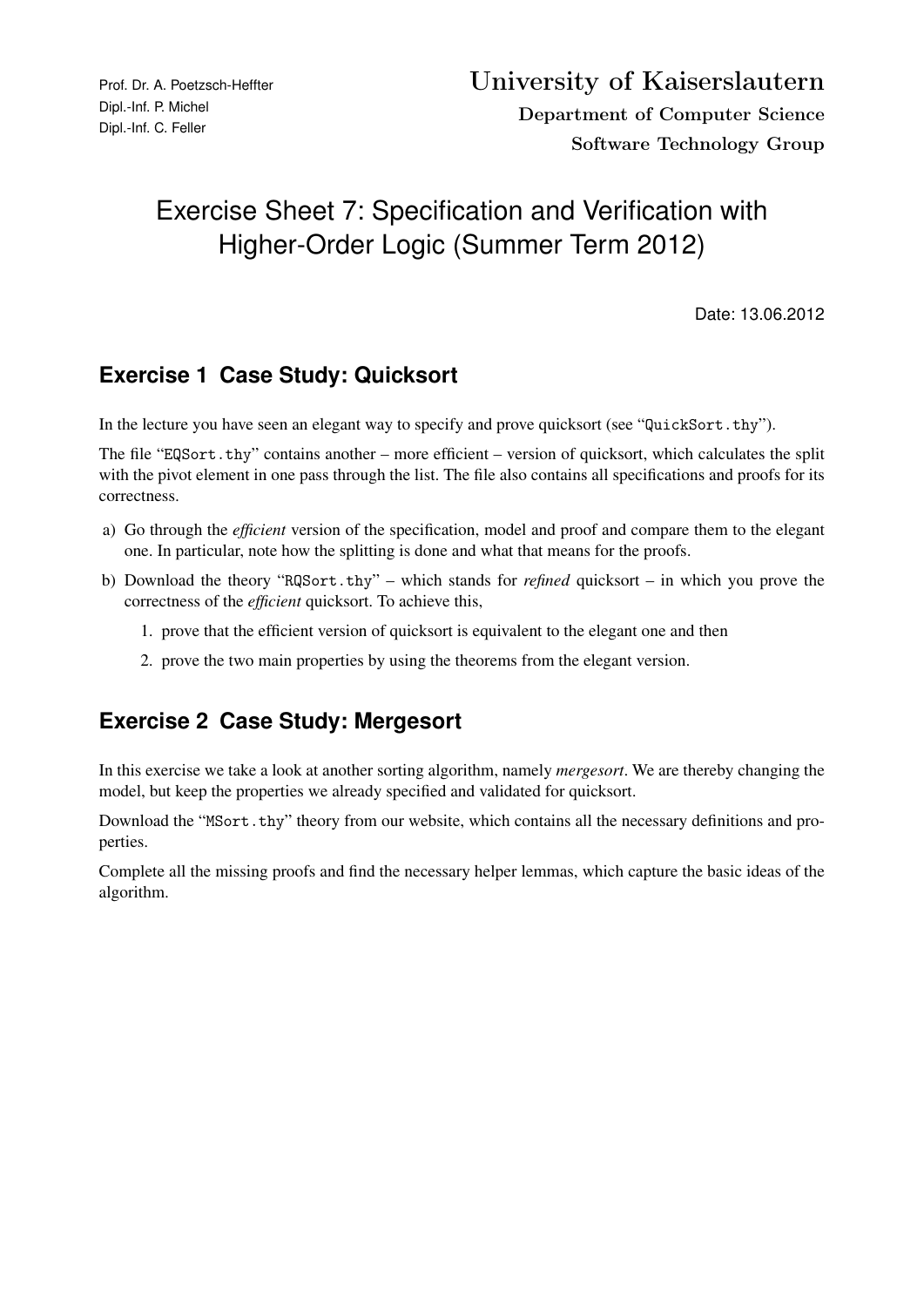Prof. Dr. A. Poetzsch-Heffter
Dipl.-Inf. P. Michel
Dipl.-Inf. C. Feller

**University of Kaiserslautern**
**Department of Computer Science**
**Software Technology Group**

# Exercise Sheet 7: Specification and Verification with Higher-Order Logic (Summer Term 2012)

Date: 13.06.2012

## Exercise 1 Case Study: Quicksort

In the lecture you have seen an elegant way to specify and prove quicksort (see "`QuickSort.thy`").

The file "`EQSort.thy`" contains another – more efficient – version of quicksort, which calculates the split with the pivot element in one pass through the list. The file also contains all specifications and proofs for its correctness.

a) Go through the *efficient* version of the specification, model and proof and compare them to the elegant one. In particular, note how the splitting is done and what that means for the proofs.

b) Download the theory "`RQSort.thy`" – which stands for *refined* quicksort – in which you prove the correctness of the *efficient* quicksort. To achieve this,

   1. prove that the efficient version of quicksort is equivalent to the elegant one and then
   2. prove the two main properties by using the theorems from the elegant version.

## Exercise 2 Case Study: Mergesort

In this exercise we take a look at another sorting algorithm, namely *mergesort*. We are thereby changing the model, but keep the properties we already specified and validated for quicksort.

Download the "`MSort.thy`" theory from our website, which contains all the necessary definitions and properties.

Complete all the missing proofs and find the necessary helper lemmas, which capture the basic ideas of the algorithm.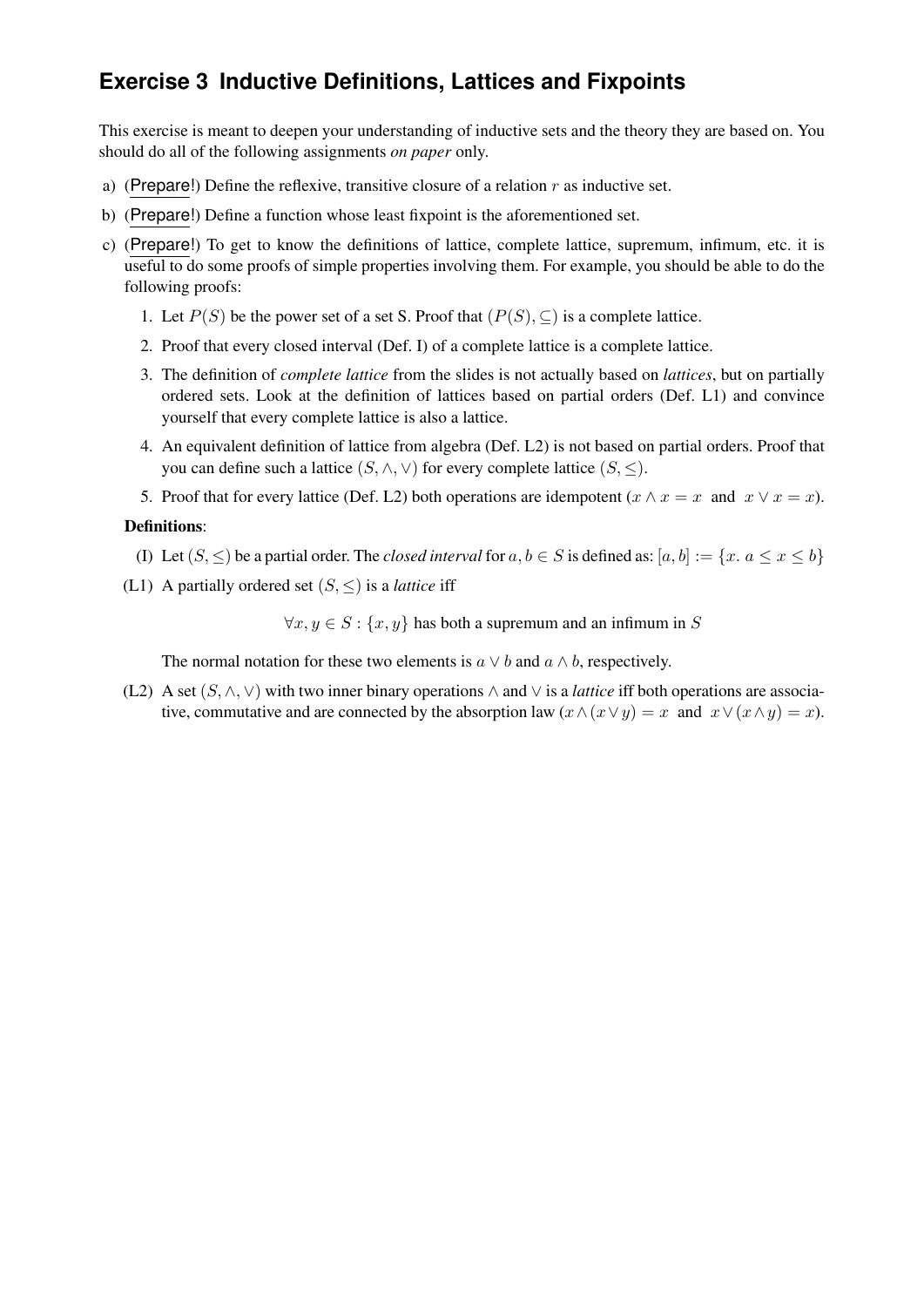## Exercise 3 Inductive Definitions, Lattices and Fixpoints

This exercise is meant to deepen your understanding of inductive sets and the theory they are based on. You should do all of the following assignments *on paper* only.

a) (Prepare!) Define the reflexive, transitive closure of a relation $r$ as inductive set.

b) (Prepare!) Define a function whose least fixpoint is the aforementioned set.

c) (Prepare!) To get to know the definitions of lattice, complete lattice, supremum, infimum, etc. it is useful to do some proofs of simple properties involving them. For example, you should be able to do the following proofs:

1. Let $P(S)$ be the power set of a set S. Proof that $(P(S), \subseteq)$ is a complete lattice.
2. Proof that every closed interval (Def. I) of a complete lattice is a complete lattice.
3. The definition of *complete lattice* from the slides is not actually based on *lattices*, but on partially ordered sets. Look at the definition of lattices based on partial orders (Def. L1) and convince yourself that every complete lattice is also a lattice.
4. An equivalent definition of lattice from algebra (Def. L2) is not based on partial orders. Proof that you can define such a lattice $(S, \wedge, \vee)$ for every complete lattice $(S, \leq)$.
5. Proof that for every lattice (Def. L2) both operations are idempotent ($x \wedge x = x$ and $x \vee x = x$).

**Definitions**:

(I) Let $(S, \leq)$ be a partial order. The *closed interval* for $a, b \in S$ is defined as: $[a, b] := \{x.\ a \leq x \leq b\}$

(L1) A partially ordered set $(S, \leq)$ is a *lattice* iff

$$\forall x, y \in S : \{x, y\} \text{ has both a supremum and an infimum in } S$$

The normal notation for these two elements is $a \vee b$ and $a \wedge b$, respectively.

(L2) A set $(S, \wedge, \vee)$ with two inner binary operations $\wedge$ and $\vee$ is a *lattice* iff both operations are associative, commutative and are connected by the absorption law ($x \wedge (x \vee y) = x$ and $x \vee (x \wedge y) = x$).